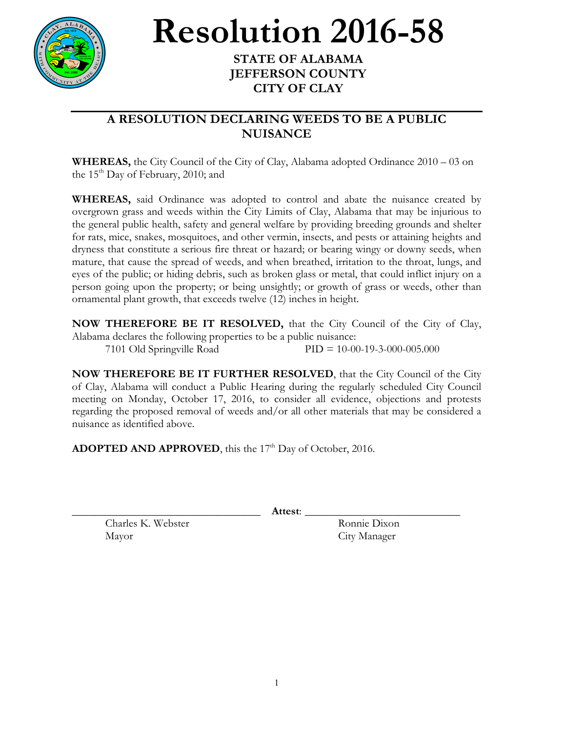# Resolution 2016-58

**STATE OF ALABAMA**
**JEFFERSON COUNTY**
**CITY OF CLAY**

---

## A RESOLUTION DECLARING WEEDS TO BE A PUBLIC NUISANCE

**WHEREAS,** the City Council of the City of Clay, Alabama adopted Ordinance 2010 – 03 on the 15th Day of February, 2010; and

**WHEREAS,** said Ordinance was adopted to control and abate the nuisance created by overgrown grass and weeds within the City Limits of Clay, Alabama that may be injurious to the general public health, safety and general welfare by providing breeding grounds and shelter for rats, mice, snakes, mosquitoes, and other vermin, insects, and pests or attaining heights and dryness that constitute a serious fire threat or hazard; or bearing wingy or downy seeds, when mature, that cause the spread of weeds, and when breathed, irritation to the throat, lungs, and eyes of the public; or hiding debris, such as broken glass or metal, that could inflict injury on a person going upon the property; or being unsightly; or growth of grass or weeds, other than ornamental plant growth, that exceeds twelve (12) inches in height.

**NOW THEREFORE BE IT RESOLVED,** that the City Council of the City of Clay, Alabama declares the following properties to be a public nuisance:

7101 Old Springville Road PID = 10-00-19-3-000-005.000

**NOW THEREFORE BE IT FURTHER RESOLVED**, that the City Council of the City of Clay, Alabama will conduct a Public Hearing during the regularly scheduled City Council meeting on Monday, October 17, 2016, to consider all evidence, objections and protests regarding the proposed removal of weeds and/or all other materials that may be considered a nuisance as identified above.

**ADOPTED AND APPROVED**, this the 17th Day of October, 2016.

\_\_\_\_\_\_\_\_\_\_\_\_\_\_\_\_\_\_\_\_\_\_\_\_\_\_\_\_\_\_ **Attest**: \_\_\_\_\_\_\_\_\_\_\_\_\_\_\_\_\_\_\_\_\_\_\_\_\_\_\_\_\_\_

Charles K. Webster
Mayor

Ronnie Dixon
City Manager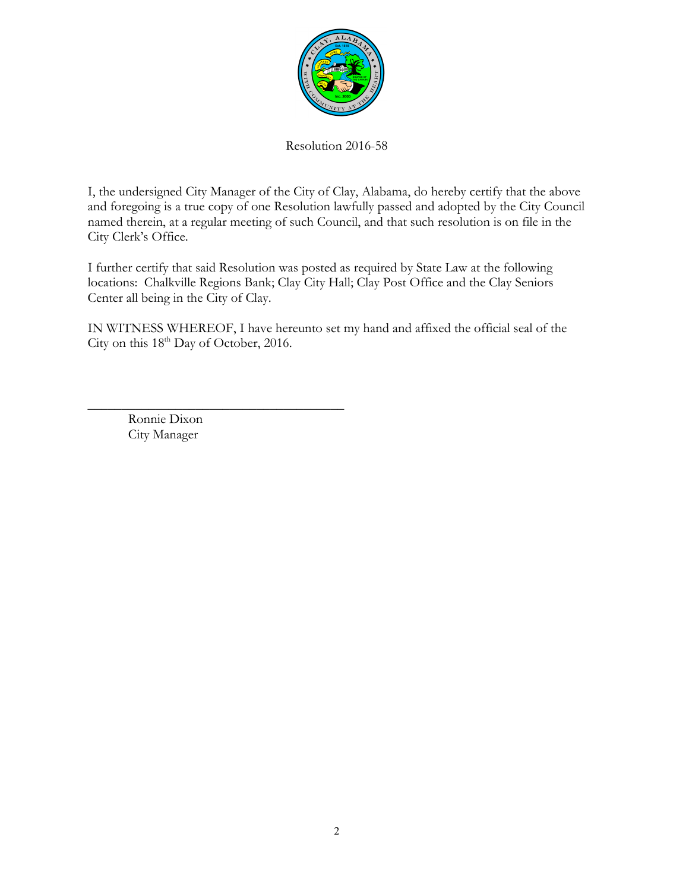Resolution 2016-58

I, the undersigned City Manager of the City of Clay, Alabama, do hereby certify that the above and foregoing is a true copy of one Resolution lawfully passed and adopted by the City Council named therein, at a regular meeting of such Council, and that such resolution is on file in the City Clerk's Office.

I further certify that said Resolution was posted as required by State Law at the following locations: Chalkville Regions Bank; Clay City Hall; Clay Post Office and the Clay Seniors Center all being in the City of Clay.

IN WITNESS WHEREOF, I have hereunto set my hand and affixed the official seal of the City on this 18th Day of October, 2016.

\_\_\_\_\_\_\_\_\_\_\_\_\_\_\_\_\_\_\_\_\_\_\_\_\_\_\_\_\_\_\_\_\_\_\_\_\_\_\_\_

Ronnie Dixon
City Manager